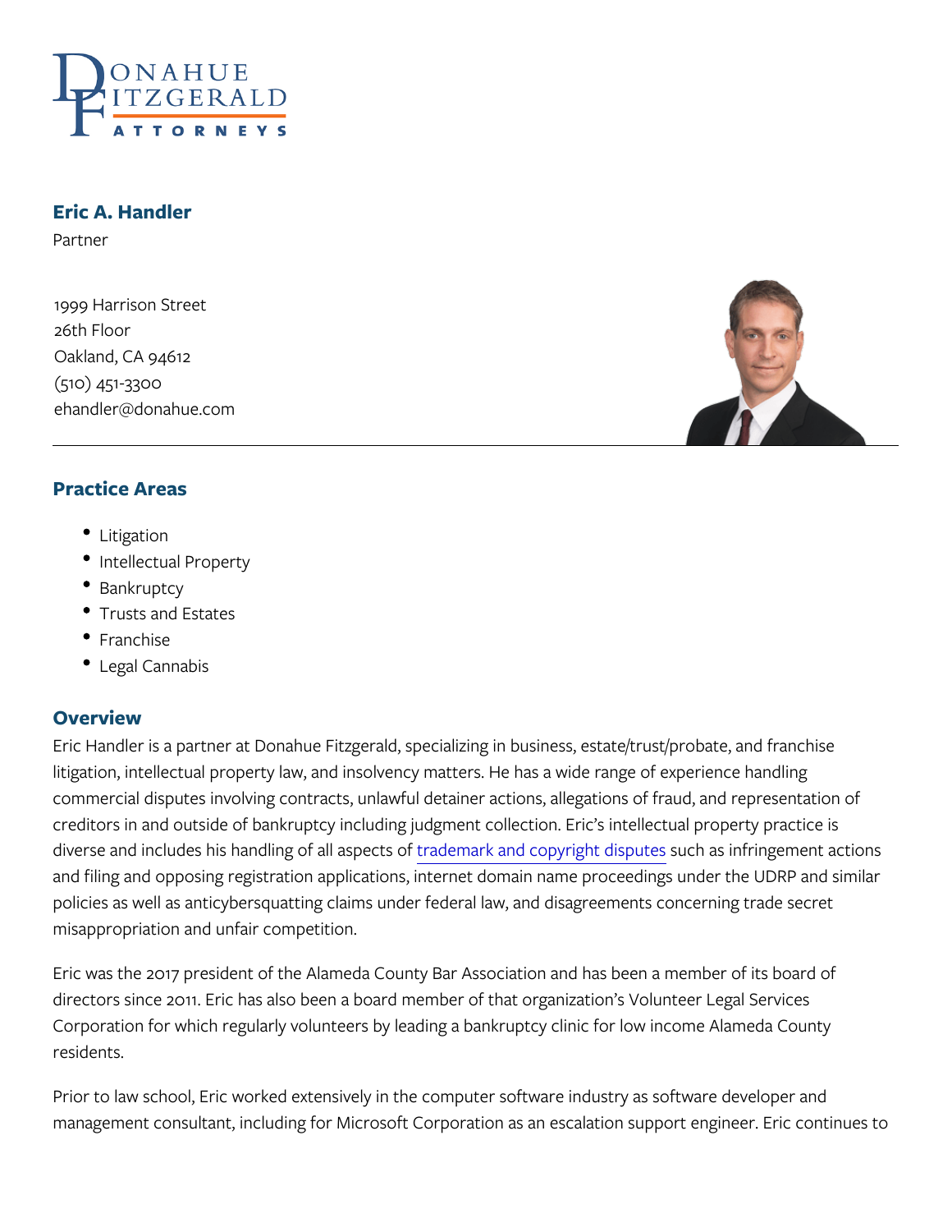# Eric A. Handler

Partner

1999 Harrison Street
26th Floor
Oakland, CA 94612
(510) 451-3300
ehandler@donahue.com

## Practice Areas

- Litigation
- Intellectual Property
- Bankruptcy
- Trusts and Estates
- Franchise
- Legal Cannabis

## Overview

Eric Handler is a partner at Donahue Fitzgerald, specializing in business, estate/trust/probate, and franchise litigation, intellectual property law, and insolvency matters. He has a wide range of experience handling commercial disputes involving contracts, unlawful detainer actions, allegations of fraud, and representation of creditors in and outside of bankruptcy including judgment collection. Eric's intellectual property practice is diverse and includes his handling of all aspects of trademark and copyright disputes such as infringement actions and filing and opposing registration applications, internet domain name proceedings under the UDRP and similar policies as well as anticybersquatting claims under federal law, and disagreements concerning trade secret misappropriation and unfair competition.

Eric was the 2017 president of the Alameda County Bar Association and has been a member of its board of directors since 2011. Eric has also been a board member of that organization's Volunteer Legal Services Corporation for which regularly volunteers by leading a bankruptcy clinic for low income Alameda County residents.

Prior to law school, Eric worked extensively in the computer software industry as software developer and management consultant, including for Microsoft Corporation as an escalation support engineer. Eric continues to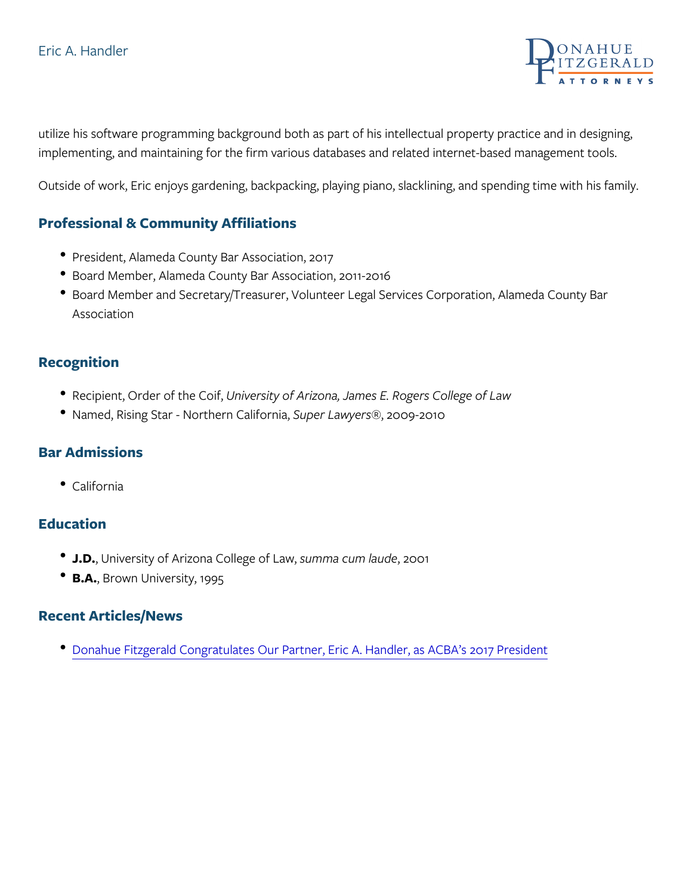utilize his software programming background both as part of his intellectual property practice and in designing, implementing, and maintaining for the firm various databases and related internet-based management tools.

Outside of work, Eric enjoys gardening, backpacking, playing piano, slacklining, and spending time with his family.

## Professional & Community Affiliations

- President, Alameda County Bar Association, 2017
- Board Member, Alameda County Bar Association, 2011-2016
- Board Member and Secretary/Treasurer, Volunteer Legal Services Corporation, Alameda County Bar Association

## Recognition

- Recipient, Order of the Coif, *University of Arizona, James E. Rogers College of Law*
- Named, Rising Star - Northern California, *Super Lawyers®*, 2009-2010

## Bar Admissions

- California

## Education

- **J.D.**, University of Arizona College of Law, *summa cum laude*, 2001
- **B.A.**, Brown University, 1995

## Recent Articles/News

- Donahue Fitzgerald Congratulates Our Partner, Eric A. Handler, as ACBA's 2017 President